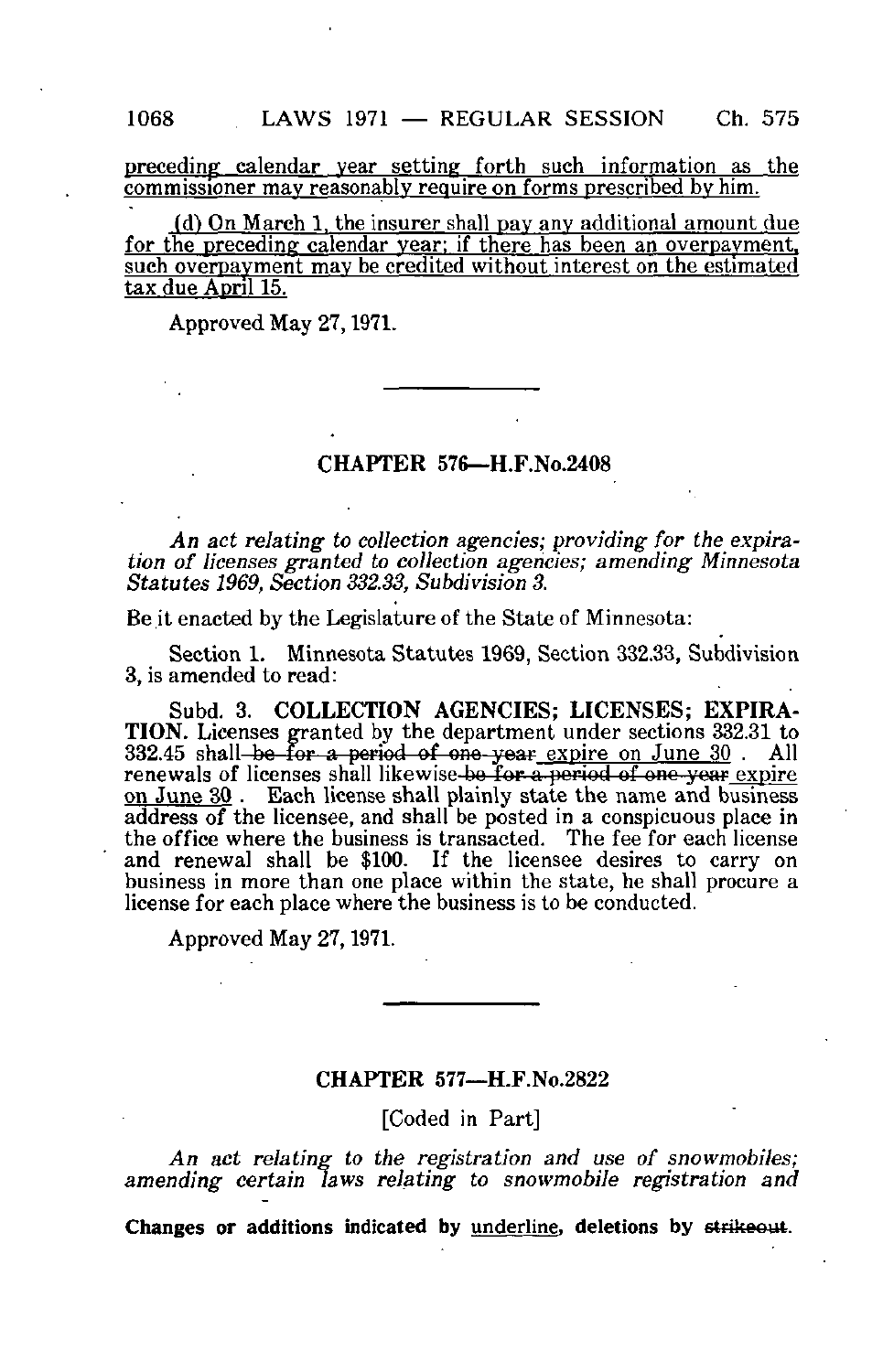preceding calendar year setting forth such information as the commissioner may reasonably require on forms prescribed by him.

(d) On March 1, the insurer shall pay any additional amount due for the preceding calendar year; if there has been an overpayment, such overpayment may be credited without interest on the estimated tax due April 15.

Approved May 27, 1971.

---

## CHAPTER 576—H.F.No.2408

*An act relating to collection agencies; providing for the expiration of licenses granted to collection agencies; amending Minnesota Statutes 1969, Section 332.33, Subdivision 3.*

Be it enacted by the Legislature of the State of Minnesota:

Section 1. Minnesota Statutes 1969, Section 332.33, Subdivision 3, is amended to read:

Subd. 3. **COLLECTION AGENCIES; LICENSES; EXPIRATION.** Licenses granted by the department under sections 332.31 to 332.45 shall ~~be for a period of one year~~ expire on June 30 . All renewals of licenses shall likewise ~~be for a period of one year~~ expire on June 30 . Each license shall plainly state the name and business address of the licensee, and shall be posted in a conspicuous place in the office where the business is transacted. The fee for each license and renewal shall be $100. If the licensee desires to carry on business in more than one place within the state, he shall procure a license for each place where the business is to be conducted.

Approved May 27, 1971.

---

## CHAPTER 577—H.F.No.2822

[Coded in Part]

*An act relating to the registration and use of snowmobiles; amending certain laws relating to snowmobile registration and*

**Changes or additions indicated by underline, deletions by ~~strikeout~~.**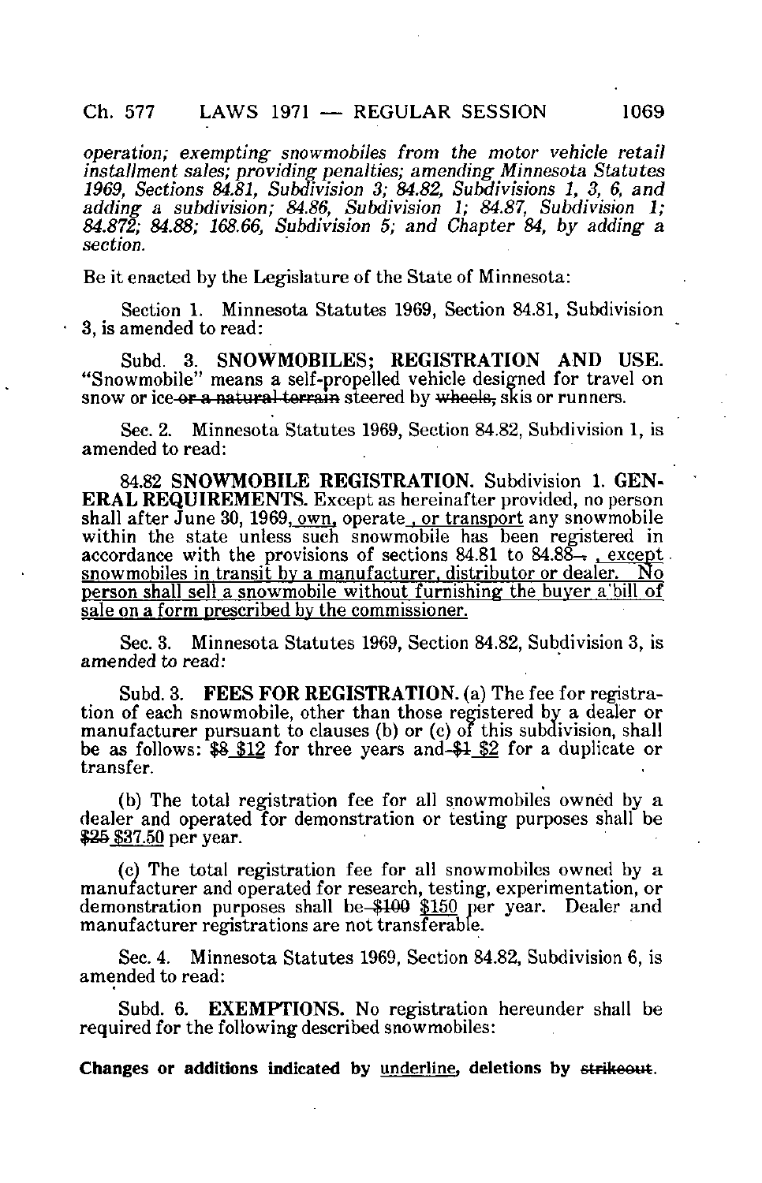*operation; exempting snowmobiles from the motor vehicle retail installment sales; providing penalties; amending Minnesota Statutes 1969, Sections 84.81, Subdivision 3; 84.82, Subdivisions 1, 3, 6, and adding a subdivision; 84.86, Subdivision 1; 84.87, Subdivision 1; 84.872; 84.88; 168.66, Subdivision 5; and Chapter 84, by adding a section.*

Be it enacted by the Legislature of the State of Minnesota:

Section 1. Minnesota Statutes 1969, Section 84.81, Subdivision 3, is amended to read:

Subd. 3. **SNOWMOBILES; REGISTRATION AND USE.** "Snowmobile" means a self-propelled vehicle designed for travel on snow or ice ~~or a natural terrain~~ steered by ~~wheels,~~ skis or runners.

Sec. 2. Minnesota Statutes 1969, Section 84.82, Subdivision 1, is amended to read:

84.82 **SNOWMOBILE REGISTRATION.** Subdivision 1. **GENERAL REQUIREMENTS.** Except as hereinafter provided, no person shall after June 30, 1969, <u>own,</u> operate <u>, or transport</u> any snowmobile within the state unless such snowmobile has been registered in accordance with the provisions of sections 84.81 to 84.88~~.~~ <u>, except snowmobiles in transit by a manufacturer, distributor or dealer. No person shall sell a snowmobile without furnishing the buyer a bill of sale on a form prescribed by the commissioner.</u>

Sec. 3. Minnesota Statutes 1969, Section 84.82, Subdivision 3, is amended to read:

Subd. 3. **FEES FOR REGISTRATION.** (a) The fee for registration of each snowmobile, other than those registered by a dealer or manufacturer pursuant to clauses (b) or (c) of this subdivision, shall be as follows: ~~$8~~ <u>$12</u> for three years and ~~$1~~ <u>$2</u> for a duplicate or transfer.

(b) The total registration fee for all snowmobiles owned by a dealer and operated for demonstration or testing purposes shall be ~~$25~~ <u>$37.50</u> per year.

(c) The total registration fee for all snowmobiles owned by a manufacturer and operated for research, testing, experimentation, or demonstration purposes shall be ~~$100~~ <u>$150</u> per year. Dealer and manufacturer registrations are not transferable.

Sec. 4. Minnesota Statutes 1969, Section 84.82, Subdivision 6, is amended to read:

Subd. 6. **EXEMPTIONS.** No registration hereunder shall be required for the following described snowmobiles:

**Changes or additions indicated by <u>underline</u>, deletions by ~~strikeout~~.**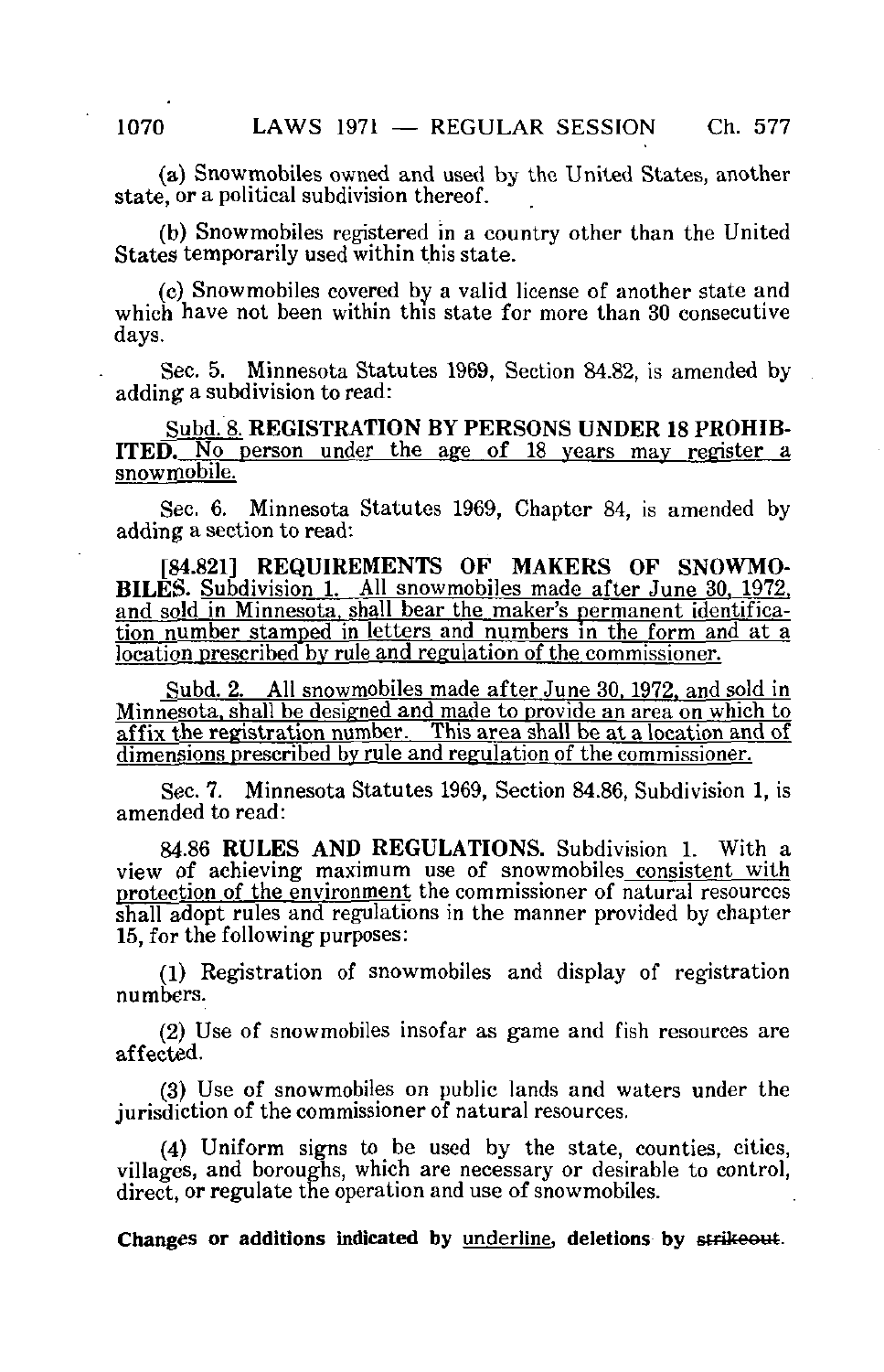(a) Snowmobiles owned and used by the United States, another state, or a political subdivision thereof.

(b) Snowmobiles registered in a country other than the United States temporarily used within this state.

(c) Snowmobiles covered by a valid license of another state and which have not been within this state for more than 30 consecutive days.

Sec. 5. Minnesota Statutes 1969, Section 84.82, is amended by adding a subdivision to read:

<u>Subd. 8. **REGISTRATION BY PERSONS UNDER 18 PROHIBITED.** No person under the age of 18 years may register a snowmobile.</u>

Sec. 6. Minnesota Statutes 1969, Chapter 84, is amended by adding a section to read:

[84.821] **REQUIREMENTS OF MAKERS OF SNOWMOBILES.** <u>Subdivision 1. All snowmobiles made after June 30, 1972, and sold in Minnesota, shall bear the maker's permanent identification number stamped in letters and numbers in the form and at a location prescribed by rule and regulation of the commissioner.</u>

<u>Subd. 2. All snowmobiles made after June 30, 1972, and sold in Minnesota, shall be designed and made to provide an area on which to affix the registration number. This area shall be at a location and of dimensions prescribed by rule and regulation of the commissioner.</u>

Sec. 7. Minnesota Statutes 1969, Section 84.86, Subdivision 1, is amended to read:

84.86 **RULES AND REGULATIONS.** Subdivision 1. With a view of achieving maximum use of snowmobiles <u>consistent with protection of the environment</u> the commissioner of natural resources shall adopt rules and regulations in the manner provided by chapter 15, for the following purposes:

(1) Registration of snowmobiles and display of registration numbers.

(2) Use of snowmobiles insofar as game and fish resources are affected.

(3) Use of snowmobiles on public lands and waters under the jurisdiction of the commissioner of natural resources.

(4) Uniform signs to be used by the state, counties, cities, villages, and boroughs, which are necessary or desirable to control, direct, or regulate the operation and use of snowmobiles.

**Changes or additions indicated by <u>underline</u>, deletions by ~~strikeout~~.**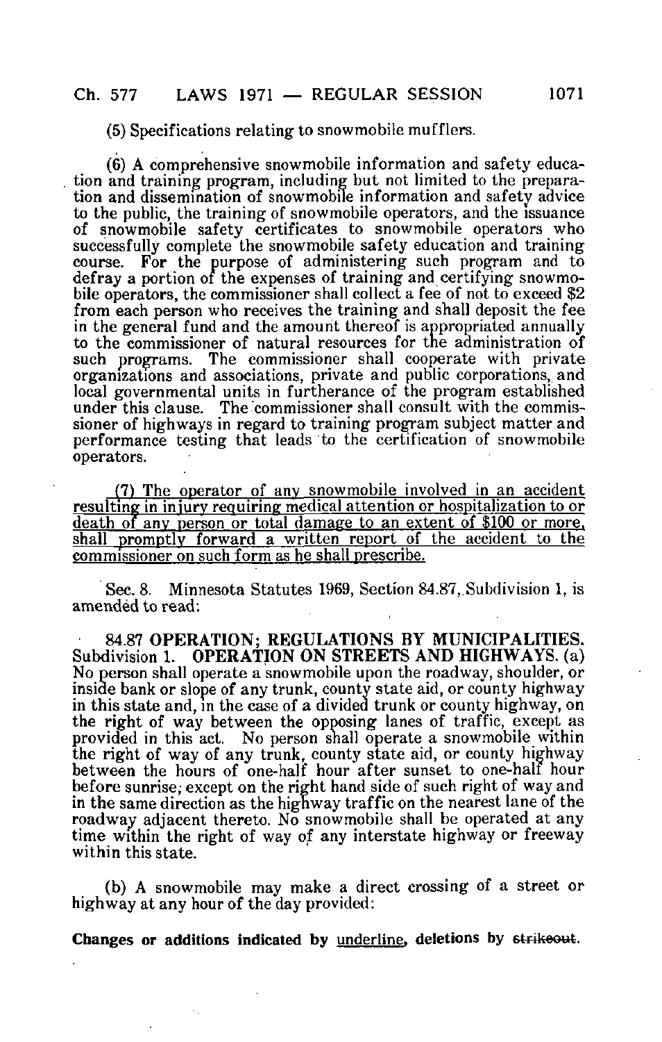(5) Specifications relating to snowmobile mufflers.

(6) A comprehensive snowmobile information and safety education and training program, including but not limited to the preparation and dissemination of snowmobile information and safety advice to the public, the training of snowmobile operators, and the issuance of snowmobile safety certificates to snowmobile operators who successfully complete the snowmobile safety education and training course. For the purpose of administering such program and to defray a portion of the expenses of training and certifying snowmobile operators, the commissioner shall collect a fee of not to exceed $2 from each person who receives the training and shall deposit the fee in the general fund and the amount thereof is appropriated annually to the commissioner of natural resources for the administration of such programs. The commissioner shall cooperate with private organizations and associations, private and public corporations, and local governmental units in furtherance of the program established under this clause. The commissioner shall consult with the commissioner of highways in regard to training program subject matter and performance testing that leads to the certification of snowmobile operators.

<u>(7) The operator of any snowmobile involved in an accident resulting in injury requiring medical attention or hospitalization to or death of any person or total damage to an extent of $100 or more, shall promptly forward a written report of the accident to the commissioner on such form as he shall prescribe.</u>

Sec. 8. Minnesota Statutes 1969, Section 84.87, Subdivision 1, is amended to read:

84.87 **OPERATION; REGULATIONS BY MUNICIPALITIES.** Subdivision 1. **OPERATION ON STREETS AND HIGHWAYS.** (a) No person shall operate a snowmobile upon the roadway, shoulder, or inside bank or slope of any trunk, county state aid, or county highway in this state and, in the case of a divided trunk or county highway, on the right of way between the opposing lanes of traffic, except as provided in this act. No person shall operate a snowmobile within the right of way of any trunk, county state aid, or county highway between the hours of one-half hour after sunset to one-half hour before sunrise, except on the right hand side of such right of way and in the same direction as the highway traffic on the nearest lane of the roadway adjacent thereto. No snowmobile shall be operated at any time within the right of way of any interstate highway or freeway within this state.

(b) A snowmobile may make a direct crossing of a street or highway at any hour of the day provided:

**Changes or additions indicated by <u>underline</u>, deletions by ~~strikeout~~.**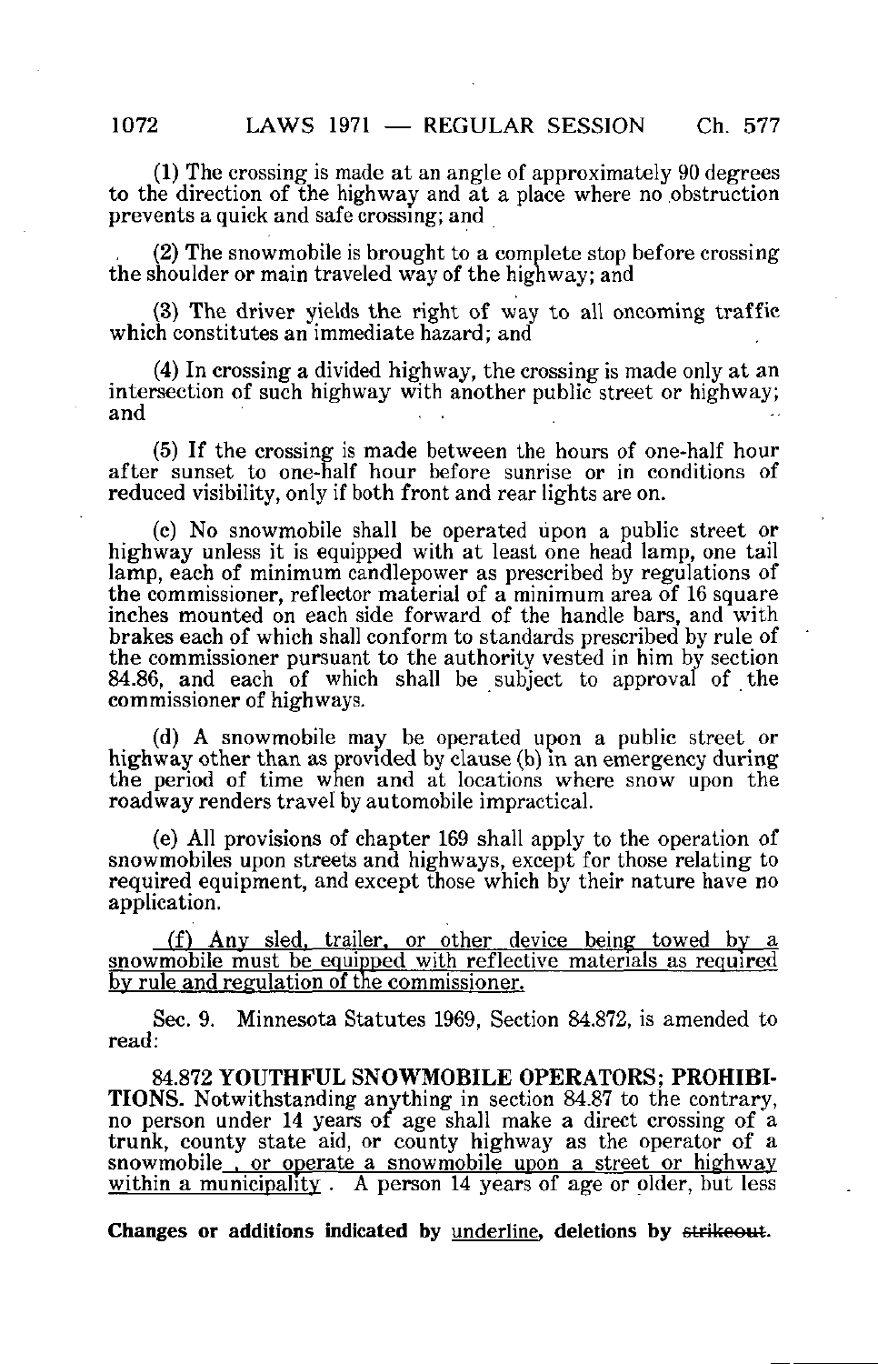(1) The crossing is made at an angle of approximately 90 degrees to the direction of the highway and at a place where no obstruction prevents a quick and safe crossing; and

(2) The snowmobile is brought to a complete stop before crossing the shoulder or main traveled way of the highway; and

(3) The driver yields the right of way to all oncoming traffic which constitutes an immediate hazard; and

(4) In crossing a divided highway, the crossing is made only at an intersection of such highway with another public street or highway; and

(5) If the crossing is made between the hours of one-half hour after sunset to one-half hour before sunrise or in conditions of reduced visibility, only if both front and rear lights are on.

(c) No snowmobile shall be operated upon a public street or highway unless it is equipped with at least one head lamp, one tail lamp, each of minimum candlepower as prescribed by regulations of the commissioner, reflector material of a minimum area of 16 square inches mounted on each side forward of the handle bars, and with brakes each of which shall conform to standards prescribed by rule of the commissioner pursuant to the authority vested in him by section 84.86, and each of which shall be subject to approval of the commissioner of highways.

(d) A snowmobile may be operated upon a public street or highway other than as provided by clause (b) in an emergency during the period of time when and at locations where snow upon the roadway renders travel by automobile impractical.

(e) All provisions of chapter 169 shall apply to the operation of snowmobiles upon streets and highways, except for those relating to required equipment, and except those which by their nature have no application.

(f) Any sled, trailer, or other device being towed by a snowmobile must be equipped with reflective materials as required by rule and regulation of the commissioner.

Sec. 9. Minnesota Statutes 1969, Section 84.872, is amended to read:

84.872 **YOUTHFUL SNOWMOBILE OPERATORS; PROHIBITIONS.** Notwithstanding anything in section 84.87 to the contrary, no person under 14 years of age shall make a direct crossing of a trunk, county state aid, or county highway as the operator of a snowmobile , or operate a snowmobile upon a street or highway within a municipality . A person 14 years of age or older, but less

**Changes or additions indicated by underline, deletions by strikeout.**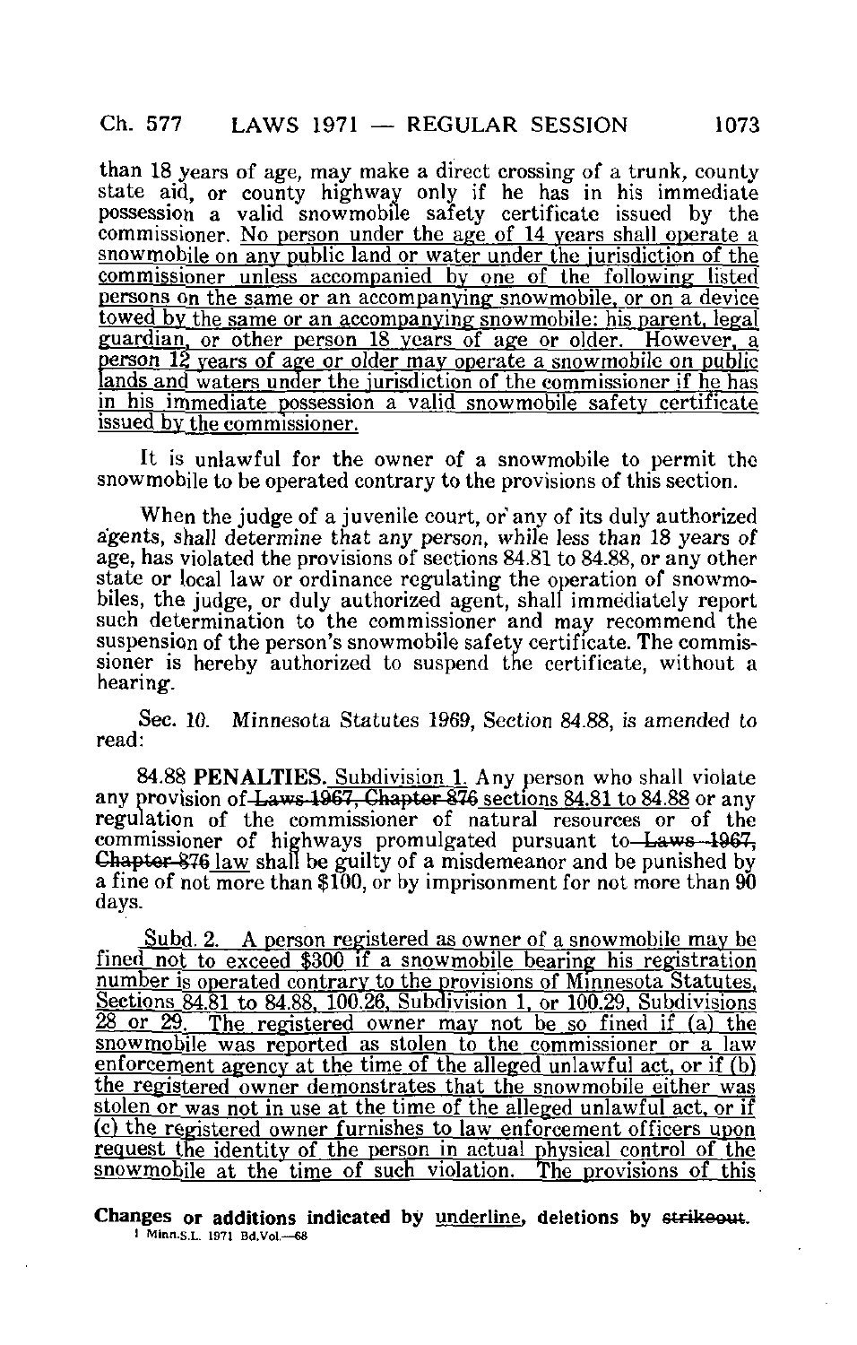than 18 years of age, may make a direct crossing of a trunk, county state aid, or county highway only if he has in his immediate possession a valid snowmobile safety certificate issued by the commissioner. <u>No person under the age of 14 years shall operate a snowmobile on any public land or water under the jurisdiction of the commissioner unless accompanied by one of the following listed persons on the same or an accompanying snowmobile, or on a device towed by the same or an accompanying snowmobile: his parent, legal guardian, or other person 18 years of age or older. However, a person 12 years of age or older may operate a snowmobile on public lands and waters under the jurisdiction of the commissioner if he has in his immediate possession a valid snowmobile safety certificate issued by the commissioner.</u>

It is unlawful for the owner of a snowmobile to permit the snowmobile to be operated contrary to the provisions of this section.

When the judge of a juvenile court, or any of its duly authorized agents, shall determine that any person, while less than 18 years of age, has violated the provisions of sections 84.81 to 84.88, or any other state or local law or ordinance regulating the operation of snowmobiles, the judge, or duly authorized agent, shall immediately report such determination to the commissioner and may recommend the suspension of the person's snowmobile safety certificate. The commissioner is hereby authorized to suspend the certificate, without a hearing.

Sec. 10. *Minnesota Statutes 1969, Section 84.88, is amended to read:*

84.88 **PENALTIES.** <u>Subdivision 1.</u> Any person who shall violate any provision of ~~Laws 1967, Chapter 876~~ <u>sections 84.81 to 84.88</u> or any regulation of the commissioner of natural resources or of the commissioner of highways promulgated pursuant to ~~Laws 1967, Chapter 876~~ <u>law</u> shall be guilty of a misdemeanor and be punished by a fine of not more than $100, or by imprisonment for not more than 90 days.

<u>Subd. 2. A person registered as owner of a snowmobile may be fined not to exceed $300 if a snowmobile bearing his registration number is operated contrary to the provisions of Minnesota Statutes, Sections 84.81 to 84.88, 100.26, Subdivision 1, or 100.29, Subdivisions 28 or 29. The registered owner may not be so fined if (a) the snowmobile was reported as stolen to the commissioner or a law enforcement agency at the time of the alleged unlawful act, or if (b) the registered owner demonstrates that the snowmobile either was stolen or was not in use at the time of the alleged unlawful act, or if (c) the registered owner furnishes to law enforcement officers upon request the identity of the person in actual physical control of the snowmobile at the time of such violation. The provisions of this</u>

**Changes or additions indicated by <u>underline</u>, deletions by ~~strikeout~~.**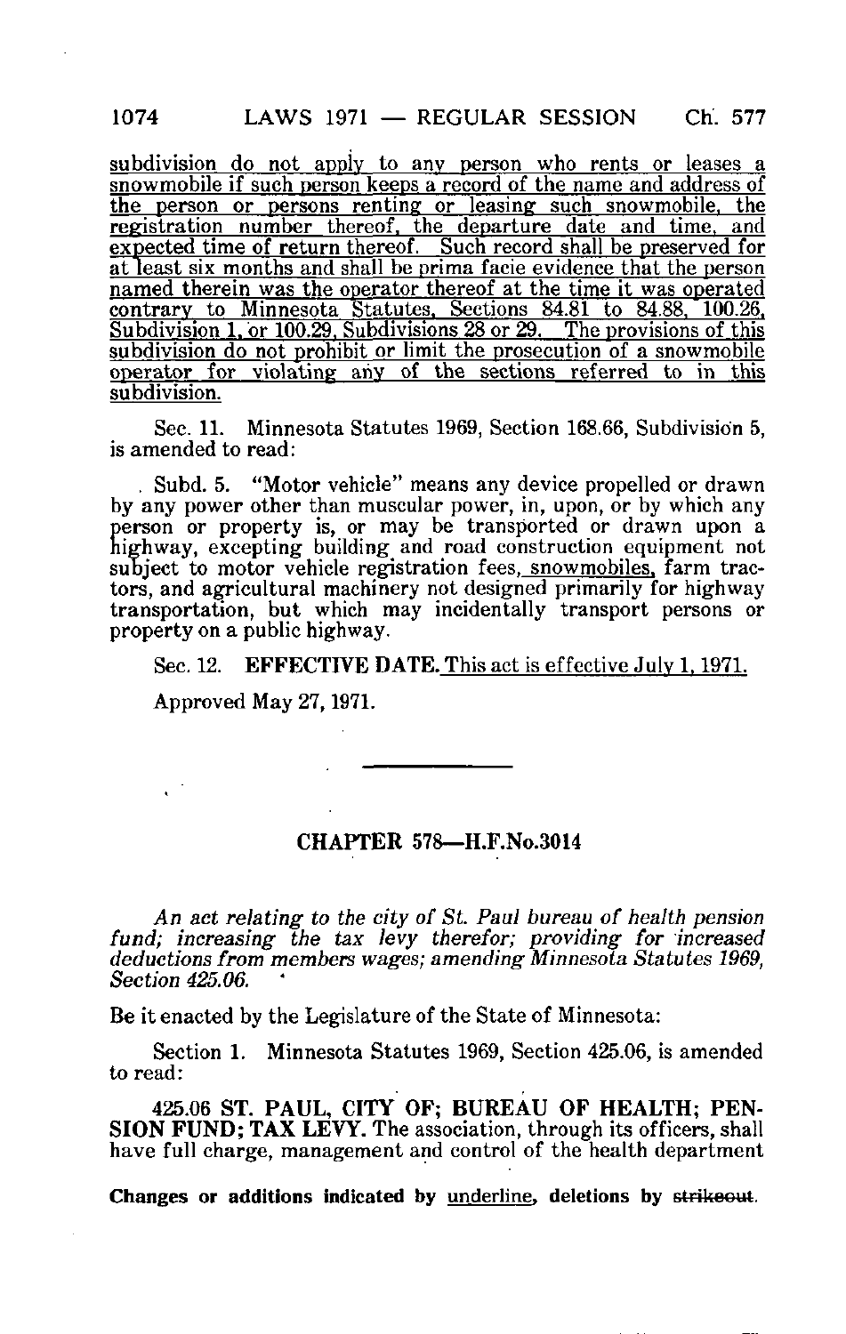subdivision do not apply to any person who rents or leases a snowmobile if such person keeps a record of the name and address of the person or persons renting or leasing such snowmobile, the registration number thereof, the departure date and time, and expected time of return thereof. Such record shall be preserved for at least six months and shall be prima facie evidence that the person named therein was the operator thereof at the time it was operated contrary to Minnesota Statutes, Sections 84.81 to 84.88, 100.26, Subdivision 1, or 100.29, Subdivisions 28 or 29. The provisions of this subdivision do not prohibit or limit the prosecution of a snowmobile operator for violating any of the sections referred to in this subdivision.

Sec. 11. Minnesota Statutes 1969, Section 168.66, Subdivision 5, is amended to read:

Subd. 5. "Motor vehicle" means any device propelled or drawn by any power other than muscular power, in, upon, or by which any person or property is, or may be transported or drawn upon a highway, excepting building and road construction equipment not subject to motor vehicle registration fees, snowmobiles, farm tractors, and agricultural machinery not designed primarily for highway transportation, but which may incidentally transport persons or property on a public highway.

Sec. 12. **EFFECTIVE DATE.** This act is effective July 1, 1971.

Approved May 27, 1971.

---

## CHAPTER 578—H.F.No.3014

*An act relating to the city of St. Paul bureau of health pension fund; increasing the tax levy therefor; providing for increased deductions from members wages; amending Minnesota Statutes 1969, Section 425.06.*

Be it enacted by the Legislature of the State of Minnesota:

Section 1. Minnesota Statutes 1969, Section 425.06, is amended to read:

425.06 **ST. PAUL, CITY OF; BUREAU OF HEALTH; PENSION FUND; TAX LEVY.** The association, through its officers, shall have full charge, management and control of the health department

**Changes or additions indicated by** underline, **deletions by** ~~strikeout~~.